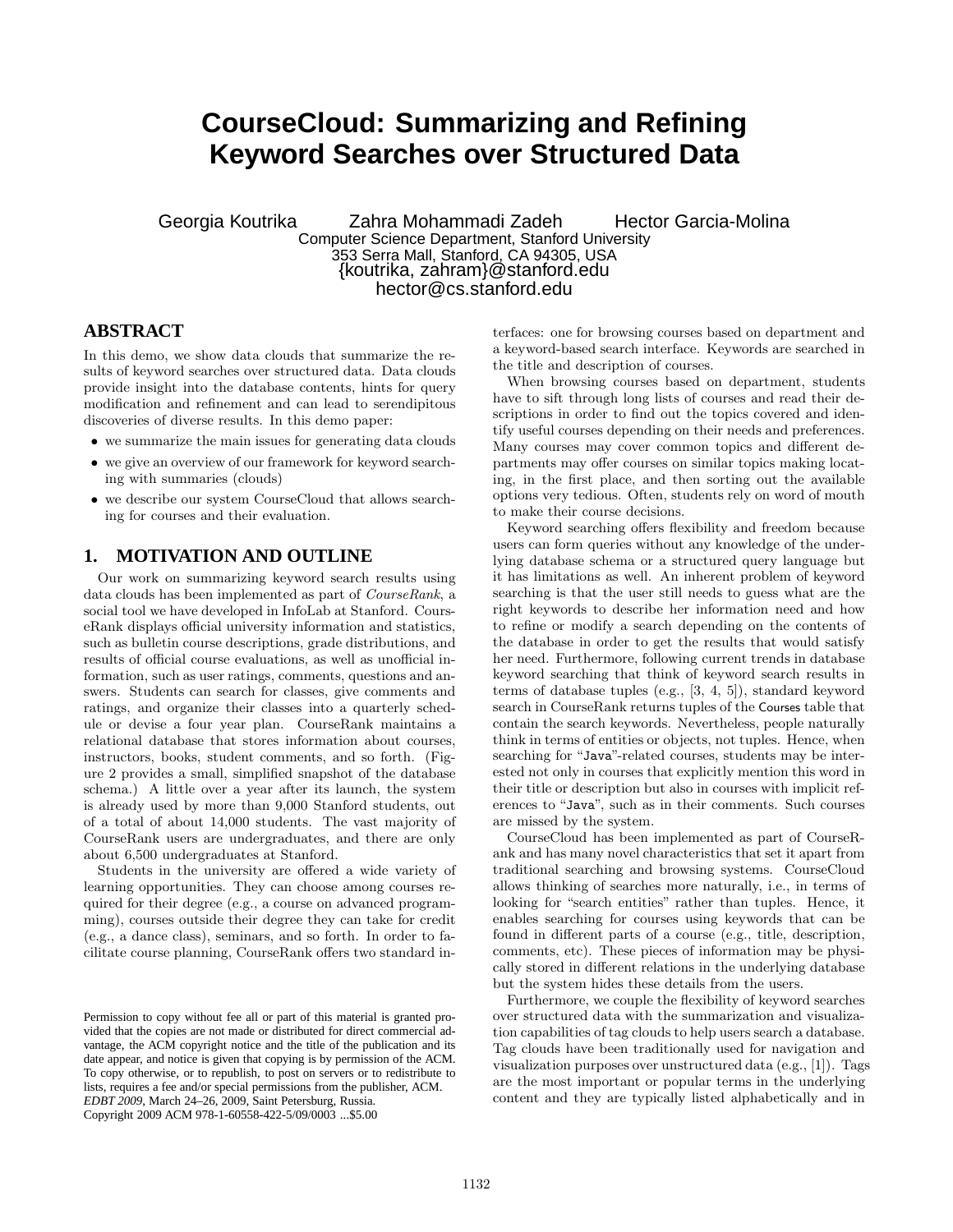# CourseCloud: Summarizing and Refining Keyword Searches over Structured Data

Georgia Koutrika  Zahra Mohammadi Zadeh  Hector Garcia-Molina
Computer Science Department, Stanford University
353 Serra Mall, Stanford, CA 94305, USA
{koutrika, zahram}@stanford.edu
hector@cs.stanford.edu

## ABSTRACT

In this demo, we show data clouds that summarize the results of keyword searches over structured data. Data clouds provide insight into the database contents, hints for query modification and refinement and can lead to serendipitous discoveries of diverse results. In this demo paper:

- we summarize the main issues for generating data clouds
- we give an overview of our framework for keyword searching with summaries (clouds)
- we describe our system CourseCloud that allows searching for courses and their evaluation.

## 1. MOTIVATION AND OUTLINE

Our work on summarizing keyword search results using data clouds has been implemented as part of *CourseRank*, a social tool we have developed in InfoLab at Stanford. CourseRank displays official university information and statistics, such as bulletin course descriptions, grade distributions, and results of official course evaluations, as well as unofficial information, such as user ratings, comments, questions and answers. Students can search for classes, give comments and ratings, and organize their classes into a quarterly schedule or devise a four year plan. CourseRank maintains a relational database that stores information about courses, instructors, books, student comments, and so forth. (Figure 2 provides a small, simplified snapshot of the database schema.) A little over a year after its launch, the system is already used by more than 9,000 Stanford students, out of a total of about 14,000 students. The vast majority of CourseRank users are undergraduates, and there are only about 6,500 undergraduates at Stanford.

Students in the university are offered a wide variety of learning opportunities. They can choose among courses required for their degree (e.g., a course on advanced programming), courses outside their degree they can take for credit (e.g., a dance class), seminars, and so forth. In order to facilitate course planning, CourseRank offers two standard interfaces: one for browsing courses based on department and a keyword-based search interface. Keywords are searched in the title and description of courses.

When browsing courses based on department, students have to sift through long lists of courses and read their descriptions in order to find out the topics covered and identify useful courses depending on their needs and preferences. Many courses may cover common topics and different departments may offer courses on similar topics making locating, in the first place, and then sorting out the available options very tedious. Often, students rely on word of mouth to make their course decisions.

Keyword searching offers flexibility and freedom because users can form queries without any knowledge of the underlying database schema or a structured query language but it has limitations as well. An inherent problem of keyword searching is that the user still needs to guess what are the right keywords to describe her information need and how to refine or modify a search depending on the contents of the database in order to get the results that would satisfy her need. Furthermore, following current trends in database keyword searching that think of keyword search results in terms of database tuples (e.g., [3, 4, 5]), standard keyword search in CourseRank returns tuples of the Courses table that contain the search keywords. Nevertheless, people naturally think in terms of entities or objects, not tuples. Hence, when searching for "Java"-related courses, students may be interested not only in courses that explicitly mention this word in their title or description but also in courses with implicit references to "Java", such as in their comments. Such courses are missed by the system.

CourseCloud has been implemented as part of CourseRank and has many novel characteristics that set it apart from traditional searching and browsing systems. CourseCloud allows thinking of searches more naturally, i.e., in terms of looking for "search entities" rather than tuples. Hence, it enables searching for courses using keywords that can be found in different parts of a course (e.g., title, description, comments, etc). These pieces of information may be physically stored in different relations in the underlying database but the system hides these details from the users.

Furthermore, we couple the flexibility of keyword searches over structured data with the summarization and visualization capabilities of tag clouds to help users search a database. Tag clouds have been traditionally used for navigation and visualization purposes over unstructured data (e.g., [1]). Tags are the most important or popular terms in the underlying content and they are typically listed alphabetically and in

Permission to copy without fee all or part of this material is granted provided that the copies are not made or distributed for direct commercial advantage, the ACM copyright notice and the title of the publication and its date appear, and notice is given that copying is by permission of the ACM. To copy otherwise, or to republish, to post on servers or to redistribute to lists, requires a fee and/or special permissions from the publisher, ACM.
*EDBT 2009*, March 24–26, 2009, Saint Petersburg, Russia.
Copyright 2009 ACM 978-1-60558-422-5/09/0003 ...$5.00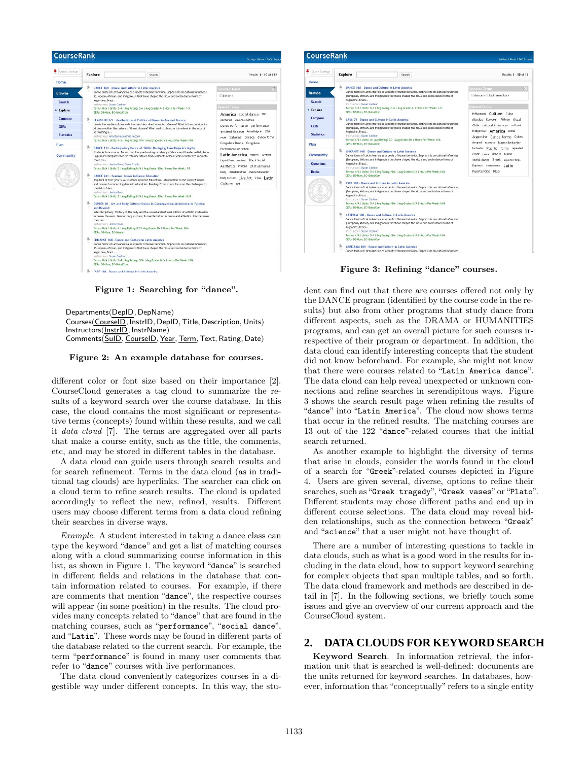Figure 1: Searching for “dance”.

Departments(DepID, DepName)
Courses(CourseID, InstrID, DepID, Title, Description, Units)
Instructors(InstrID, InstrName)
Comments(SuID, CourseID, Year, Term, Text, Rating, Date)

Figure 2: An example database for courses.

different color or font size based on their importance [2]. CourseCloud generates a tag cloud to summarize the results of a keyword search over the course database. In this case, the cloud contains the most significant or representative terms (concepts) found within these results, and we call it *data cloud* [7]. The terms are aggregated over all parts that make a course entity, such as the title, the comments, etc, and may be stored in different tables in the database.

A data cloud can guide users through search results and for search refinement. Terms in the data cloud (as in traditional tag clouds) are hyperlinks. The searcher can click on a cloud term to refine search results. The cloud is updated accordingly to reflect the new, refined, results. Different users may choose different terms from a data cloud refining their searches in diverse ways.

*Example.* A student interested in taking a dance class can type the keyword “dance” and get a list of matching courses along with a cloud summarizing course information in this list, as shown in Figure 1. The keyword “dance” is searched in different fields and relations in the database that contain information related to courses. For example, if there are comments that mention “dance”, the respective courses will appear (in some position) in the results. The cloud provides many concepts related to “dance” that are found in the matching courses, such as “performance”, “social dance”, and “Latin”. These words may be found in different parts of the database related to the current search. For example, the term “performance” is found in many user comments that refer to “dance” courses with live performances.

The data cloud conveniently categorizes courses in a digestible way under different concepts. In this way, the student can find out that there are courses offered not only by the DANCE program (identified by the course code in the results) but also from other programs that study dance from different aspects, such as the DRAMA or HUMANITIES programs, and can get an overall picture for such courses irrespective of their program or department. In addition, the data cloud can identify interesting concepts that the student did not know beforehand. For example, she might not know that there were courses related to “Latin America dance”. The data cloud can help reveal unexpected or unknown connections and refine searches in serendipitous ways. Figure 3 shows the search result page when refining the results of “dance” into “Latin America”. The cloud now shows terms that occur in the refined results. The matching courses are 13 out of the 122 “dance”-related courses that the initial search returned.

Figure 3: Refining “dance” courses.

As another example to highlight the diversity of terms that arise in clouds, consider the words found in the cloud of a search for “Greek”-related courses depicted in Figure 4. Users are given several, diverse, options to refine their searches, such as “Greek tragedy”, “Greek vases” or “Plato”. Different students may chose different paths and end up in different course selections. The data cloud may reveal hidden relationships, such as the connection between “Greek” and “science” that a user might not have thought of.

There are a number of interesting questions to tackle in data clouds, such as what is a good word in the results for including in the data cloud, how to support keyword searching for complex objects that span multiple tables, and so forth. The data cloud framework and methods are described in detail in [7]. In the following sections, we briefly touch some issues and give an overview of our current approach and the CourseCloud system.

## 2. DATA CLOUDS FOR KEYWORD SEARCH

**Keyword Search**. In information retrieval, the information unit that is searched is well-defined: documents are the units returned for keyword searches. In databases, however, information that “conceptually” refers to a single entity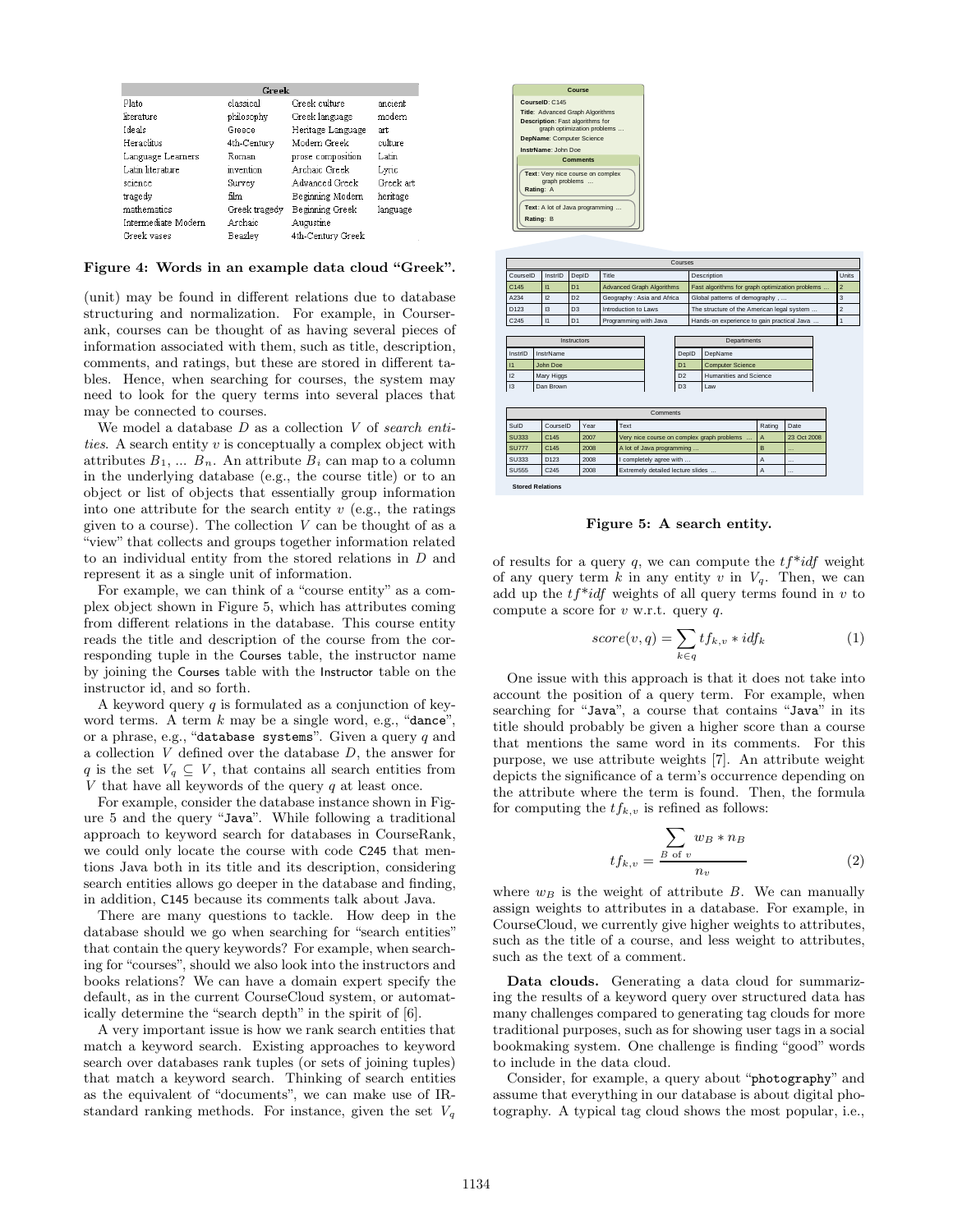| Greek | | | |
|---|---|---|---|
| Plato | classical | Greek culture | ancient |
| literature | philosophy | Greek language | modern |
| Ideals | Greece | Heritage Language | art |
| Heraclitus | 4th-Century | Modern Greek | culture |
| Language Learners | Roman | prose composition | Latin |
| Latin literature | invention | Archaic Greek | Lyric |
| science | Survey | Advanced Greek | Greek art |
| tragedy | film | Beginning Modern | heritage |
| mathematics | Greek tragedy | Beginning Greek | language |
| Intermediate Modern | Archaic | Augustine | |
| Greek vases | Beazley | 4th-Century Greek | |

**Figure 4: Words in an example data cloud "Greek".**

(unit) may be found in different relations due to database structuring and normalization. For example, in CourseRank, courses can be thought of as having several pieces of information associated with them, such as title, description, comments, and ratings, but these are stored in different tables. Hence, when searching for courses, the system may need to look for the query terms into several places that may be connected to courses.

We model a database $D$ as a collection $V$ of *search entities*. A search entity $v$ is conceptually a complex object with attributes $B_1$, ... $B_n$. An attribute $B_i$ can map to a column in the underlying database (e.g., the course title) or to an object or list of objects that essentially group information into one attribute for the search entity $v$ (e.g., the ratings given to a course). The collection $V$ can be thought of as a "view" that collects and groups together information related to an individual entity from the stored relations in $D$ and represent it as a single unit of information.

For example, we can think of a "course entity" as a complex object shown in Figure 5, which has attributes coming from different relations in the database. This course entity reads the title and description of the course from the corresponding tuple in the Courses table, the instructor name by joining the Courses table with the Instructor table on the instructor id, and so forth.

A keyword query $q$ is formulated as a conjunction of keyword terms. A term $k$ may be a single word, e.g., "dance", or a phrase, e.g., "database systems". Given a query $q$ and a collection $V$ defined over the database $D$, the answer for $q$ is the set $V_q \subseteq V$, that contains all search entities from $V$ that have all keywords of the query $q$ at least once.

For example, consider the database instance shown in Figure 5 and the query "Java". While following a traditional approach to keyword search for databases in CourseRank, we could only locate the course with code C245 that mentions Java both in its title and its description, considering search entities allows go deeper in the database and finding, in addition, C145 because its comments talk about Java.

There are many questions to tackle. How deep in the database should we go when searching for "search entities" that contain the query keywords? For example, when searching for "courses", should we also look into the instructors and books relations? We can have a domain expert specify the default, as in the current CourseCloud system, or automatically determine the "search depth" in the spirit of [6].

A very important issue is how we rank search entities that match a keyword search. Existing approaches to keyword search over databases rank tuples (or sets of joining tuples) that match a keyword search. Thinking of search entities as the equivalent of "documents", we can make use of IR-standard ranking methods. For instance, given the set $V_q$

**Course**

**CourseID**: C145
**Title**: Advanced Graph Algorithms
**Description**: Fast algorithms for graph optimization problems ...
**DepName**: Computer Science
**InstrName**: John Doe

**Comments**

**Text**: Very nice course on complex graph problems ...
**Rating**: A

**Text**: A lot of Java programming ...
**Rating**: B

| Courses | | | | | |
|---|---|---|---|---|---|
| CourseID | InstrID | DepID | Title | Description | Units |
| C145 | I1 | D1 | Advanced Graph Algorithms | Fast algorithms for graph optimization problems ... | 2 |
| A234 | I2 | D2 | Geography : Asia and Africa | Global patterns of demography ... | 3 |
| D123 | I3 | D3 | Introduction to Laws | The structure of the American legal system ... | 2 |
| C245 | I1 | D1 | Programming with Java | Hands-on experience to gain practical Java ... | 1 |

| Instructors | |
|---|---|
| InstrID | InstrName |
| I1 | John Doe |
| I2 | Mary Higgs |
| I3 | Dan Brown |

| Departments | |
|---|---|
| DepID | DepName |
| D1 | Computer Science |
| D2 | Humanities and Science |
| D3 | Law |

| Comments | | | | | |
|---|---|---|---|---|---|
| SuID | CourseID | Year | Text | Rating | Date |
| SU333 | C145 | 2007 | Very nice course on complex graph problems ... | A | 23 Oct 2008 |
| SU777 | C145 | 2008 | A lot of Java programming ... | B | ... |
| SU333 | D123 | 2008 | I completely agree with ... | A | ... |
| SU555 | C245 | 2008 | Extremely detailed lecture slides ... | A | ... |

**Stored Relations**

**Figure 5: A search entity.**

of results for a query $q$, we can compute the $tf$\**idf* weight of any query term $k$ in any entity $v$ in $V_q$. Then, we can add up the $tf$\**idf* weights of all query terms found in $v$ to compute a score for $v$ w.r.t. query $q$.

$$score(v, q) = \sum_{k \in q} tf_{k,v} * idf_k \qquad (1)$$

One issue with this approach is that it does not take into account the position of a query term. For example, when searching for "Java", a course that contains "Java" in its title should probably be given a higher score than a course that mentions the same word in its comments. For this purpose, we use attribute weights [7]. An attribute weight depicts the significance of a term's occurrence depending on the attribute where the term is found. Then, the formula for computing the $tf_{k,v}$ is refined as follows:

$$tf_{k,v} = \frac{\sum_{B \text{ of } v} w_B * n_B}{n_v} \qquad (2)$$

where $w_B$ is the weight of attribute $B$. We can manually assign weights to attributes in a database. For example, in CourseCloud, we currently give higher weights to attributes, such as the title of a course, and less weight to attributes, such as the text of a comment.

**Data clouds.** Generating a data cloud for summarizing the results of a keyword query over structured data has many challenges compared to generating tag clouds for more traditional purposes, such as for showing user tags in a social bookmaking system. One challenge is finding "good" words to include in the data cloud.

Consider, for example, a query about "photography" and assume that everything in our database is about digital photography. A typical tag cloud shows the most popular, i.e.,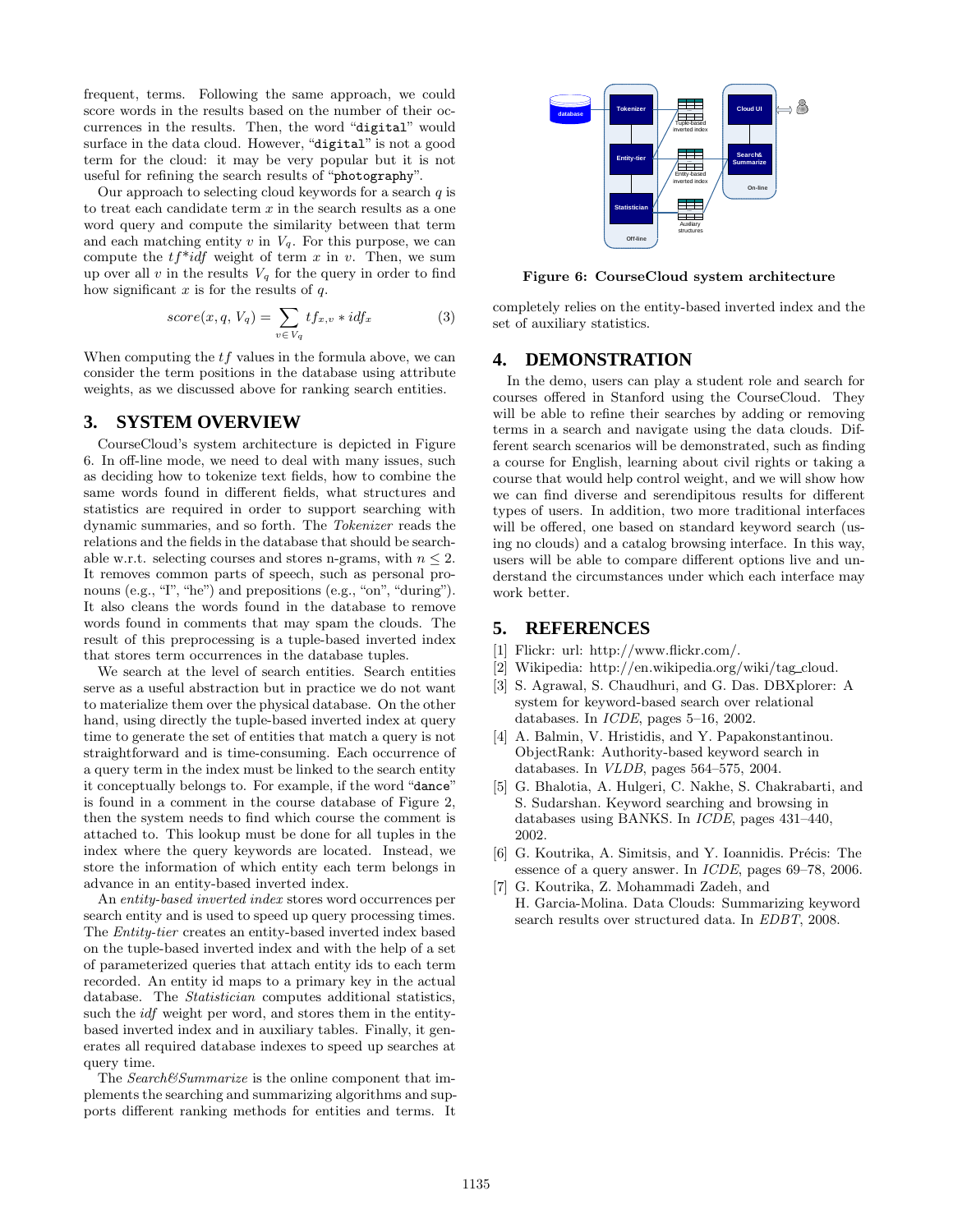frequent, terms. Following the same approach, we could score words in the results based on the number of their occurrences in the results. Then, the word "`digital`" would surface in the data cloud. However, "`digital`" is not a good term for the cloud: it may be very popular but it is not useful for refining the search results of "`photography`".

Our approach to selecting cloud keywords for a search $q$ is to treat each candidate term $x$ in the search results as a one word query and compute the similarity between that term and each matching entity $v$ in $V_q$. For this purpose, we can compute the $tf$*$idf$ weight of term $x$ in $v$. Then, we sum up over all $v$ in the results $V_q$ for the query in order to find how significant $x$ is for the results of $q$.

$$score(x, q, V_q) = \sum_{v \in V_q} tf_{x,v} * idf_x \quad (3)$$

When computing the $tf$ values in the formula above, we can consider the term positions in the database using attribute weights, as we discussed above for ranking search entities.

## 3. SYSTEM OVERVIEW

CourseCloud's system architecture is depicted in Figure 6. In off-line mode, we need to deal with many issues, such as deciding how to tokenize text fields, how to combine the same words found in different fields, what structures and statistics are required in order to support searching with dynamic summaries, and so forth. The *Tokenizer* reads the relations and the fields in the database that should be searchable w.r.t. selecting courses and stores n-grams, with $n \leq 2$. It removes common parts of speech, such as personal pronouns (e.g., "I", "he") and prepositions (e.g., "on", "during"). It also cleans the words found in the database to remove words found in comments that may spam the clouds. The result of this preprocessing is a tuple-based inverted index that stores term occurrences in the database tuples.

We search at the level of search entities. Search entities serve as a useful abstraction but in practice we do not want to materialize them over the physical database. On the other hand, using directly the tuple-based inverted index at query time to generate the set of entities that match a query is not straightforward and is time-consuming. Each occurrence of a query term in the index must be linked to the search entity it conceptually belongs to. For example, if the word "`dance`" is found in a comment in the course database of Figure 2, then the system needs to find which course the comment is attached to. This lookup must be done for all tuples in the index where the query keywords are located. Instead, we store the information of which entity each term belongs in advance in an entity-based inverted index.

An *entity-based inverted index* stores word occurrences per search entity and is used to speed up query processing times. The *Entity-tier* creates an entity-based inverted index based on the tuple-based inverted index and with the help of a set of parameterized queries that attach entity ids to each term recorded. An entity id maps to a primary key in the actual database. The *Statistician* computes additional statistics, such the *idf* weight per word, and stores them in the entity-based inverted index and in auxiliary tables. Finally, it generates all required database indexes to speed up searches at query time.

The *Search&Summarize* is the online component that implements the searching and summarizing algorithms and supports different ranking methods for entities and terms. It completely relies on the entity-based inverted index and the set of auxiliary statistics.

database
Tokenizer
Entity-tier
Statistician
Off-line
Tuple-based inverted index
Entity-based inverted index
Auxiliary structures
Cloud UI
Search& Summarize
On-line

**Figure 6: CourseCloud system architecture**

## 4. DEMONSTRATION

In the demo, users can play a student role and search for courses offered in Stanford using the CourseCloud. They will be able to refine their searches by adding or removing terms in a search and navigate using the data clouds. Different search scenarios will be demonstrated, such as finding a course for English, learning about civil rights or taking a course that would help control weight, and we will show how we can find diverse and serendipitous results for different types of users. In addition, two more traditional interfaces will be offered, one based on standard keyword search (using no clouds) and a catalog browsing interface. In this way, users will be able to compare different options live and understand the circumstances under which each interface may work better.

## 5. REFERENCES

[1] Flickr: url: http://www.flickr.com/.

[2] Wikipedia: http://en.wikipedia.org/wiki/tag_cloud.

[3] S. Agrawal, S. Chaudhuri, and G. Das. DBXplorer: A system for keyword-based search over relational databases. In *ICDE*, pages 5–16, 2002.

[4] A. Balmin, V. Hristidis, and Y. Papakonstantinou. ObjectRank: Authority-based keyword search in databases. In *VLDB*, pages 564–575, 2004.

[5] G. Bhalotia, A. Hulgeri, C. Nakhe, S. Chakrabarti, and S. Sudarshan. Keyword searching and browsing in databases using BANKS. In *ICDE*, pages 431–440, 2002.

[6] G. Koutrika, A. Simitsis, and Y. Ioannidis. Précis: The essence of a query answer. In *ICDE*, pages 69–78, 2006.

[7] G. Koutrika, Z. Mohammadi Zadeh, and H. Garcia-Molina. Data Clouds: Summarizing keyword search results over structured data. In *EDBT*, 2008.